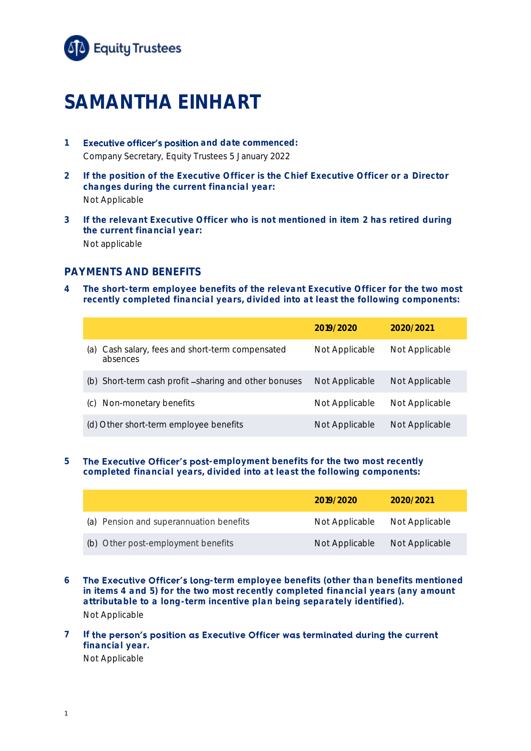# SAMANTHA EINHART

1. **Executive officer's position and date commenced:**
   Company Secretary, Equity Trustees 5 January 2022

2. **If the position of the Executive Officer is the Chief Executive Officer or a Director changes during the current financial year:**
   Not Applicable

3. **If the relevant Executive Officer who is not mentioned in item 2 has retired during the current financial year:**
   Not applicable

## PAYMENTS AND BENEFITS

4. **The short-term employee benefits of the relevant Executive Officer for the two most recently completed financial years, divided into at least the following components:**

| | 2019/2020 | 2020/2021 |
|---|---|---|
| (a) Cash salary, fees and short-term compensated absences | Not Applicable | Not Applicable |
| (b) Short-term cash profit – sharing and other bonuses | Not Applicable | Not Applicable |
| (c) Non-monetary benefits | Not Applicable | Not Applicable |
| (d) Other short-term employee benefits | Not Applicable | Not Applicable |

5. **The Executive Officer's post-employment benefits for the two most recently completed financial years, divided into at least the following components:**

| | 2019/2020 | 2020/2021 |
|---|---|---|
| (a) Pension and superannuation benefits | Not Applicable | Not Applicable |
| (b) Other post-employment benefits | Not Applicable | Not Applicable |

6. **The Executive Officer's long-term employee benefits (other than benefits mentioned in items 4 and 5) for the two most recently completed financial years (any amount attributable to a long-term incentive plan being separately identified).**
   Not Applicable

7. **If the person's position as Executive Officer was terminated during the current financial year.**
   Not Applicable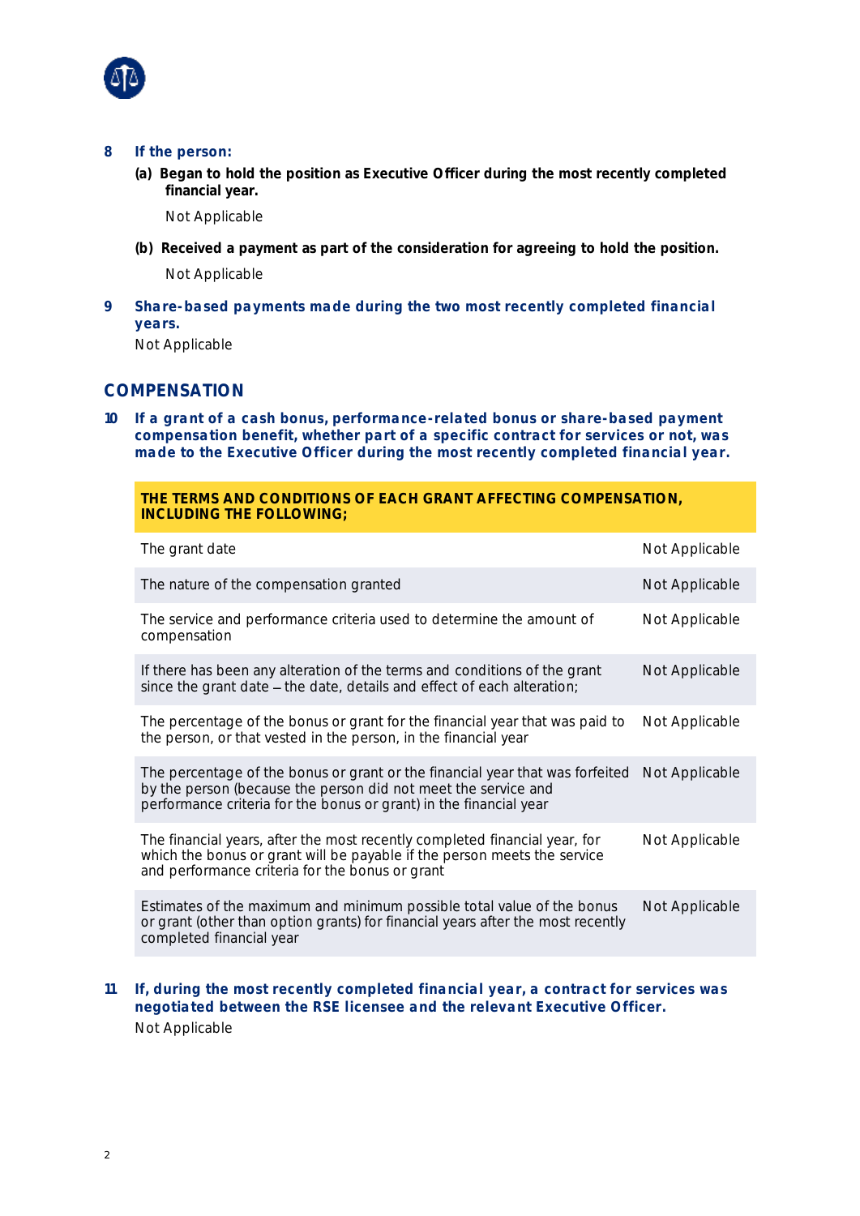**8 If the person:**

**(a) Began to hold the position as Executive Officer during the most recently completed financial year.**

Not Applicable

**(b) Received a payment as part of the consideration for agreeing to hold the position.**

Not Applicable

**9 Share-based payments made during the two most recently completed financial years.**

Not Applicable

## COMPENSATION

**10 If a grant of a cash bonus, performance-related bonus or share-based payment compensation benefit, whether part of a specific contract for services or not, was made to the Executive Officer during the most recently completed financial year.**

| THE TERMS AND CONDITIONS OF EACH GRANT AFFECTING COMPENSATION, INCLUDING THE FOLLOWING; | |
|---|---|
| The grant date | Not Applicable |
| The nature of the compensation granted | Not Applicable |
| The service and performance criteria used to determine the amount of compensation | Not Applicable |
| If there has been any alteration of the terms and conditions of the grant since the grant date – the date, details and effect of each alteration; | Not Applicable |
| The percentage of the bonus or grant for the financial year that was paid to the person, or that vested in the person, in the financial year | Not Applicable |
| The percentage of the bonus or grant or the financial year that was forfeited by the person (because the person did not meet the service and performance criteria for the bonus or grant) in the financial year | Not Applicable |
| The financial years, after the most recently completed financial year, for which the bonus or grant will be payable if the person meets the service and performance criteria for the bonus or grant | Not Applicable |
| Estimates of the maximum and minimum possible total value of the bonus or grant (other than option grants) for financial years after the most recently completed financial year | Not Applicable |

**11 If, during the most recently completed financial year, a contract for services was negotiated between the RSE licensee and the relevant Executive Officer.**

Not Applicable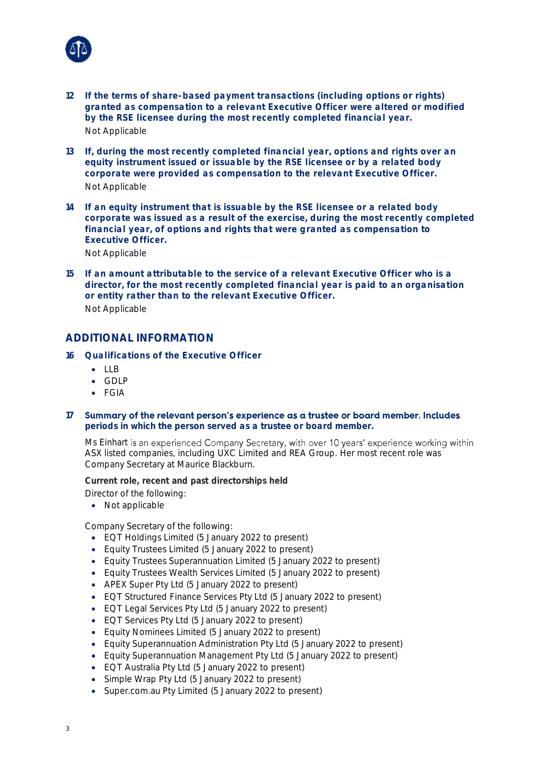**12 If the terms of share-based payment transactions (including options or rights) granted as compensation to a relevant Executive Officer were altered or modified by the RSE licensee during the most recently completed financial year.**

Not Applicable

**13 If, during the most recently completed financial year, options and rights over an equity instrument issued or issuable by the RSE licensee or by a related body corporate were provided as compensation to the relevant Executive Officer.**

Not Applicable

**14 If an equity instrument that is issuable by the RSE licensee or a related body corporate was issued as a result of the exercise, during the most recently completed financial year, of options and rights that were granted as compensation to Executive Officer.**

Not Applicable

**15 If an amount attributable to the service of a relevant Executive Officer who is a director, for the most recently completed financial year is paid to an organisation or entity rather than to the relevant Executive Officer.**

Not Applicable

## ADDITIONAL INFORMATION

**16 Qualifications of the Executive Officer**

- LLB
- GDLP
- FGIA

**17 Summary of the relevant person's experience as a trustee or board member. Includes periods in which the person served as a trustee or board member.**

Ms Einhart is an experienced Company Secretary, with over 10 years' experience working within ASX listed companies, including UXC Limited and REA Group. Her most recent role was Company Secretary at Maurice Blackburn.

**Current role, recent and past directorships held**

Director of the following:

- Not applicable

Company Secretary of the following:

- EQT Holdings Limited (5 January 2022 to present)
- Equity Trustees Limited (5 January 2022 to present)
- Equity Trustees Superannuation Limited (5 January 2022 to present)
- Equity Trustees Wealth Services Limited (5 January 2022 to present)
- APEX Super Pty Ltd (5 January 2022 to present)
- EQT Structured Finance Services Pty Ltd (5 January 2022 to present)
- EQT Legal Services Pty Ltd (5 January 2022 to present)
- EQT Services Pty Ltd (5 January 2022 to present)
- Equity Nominees Limited (5 January 2022 to present)
- Equity Superannuation Administration Pty Ltd (5 January 2022 to present)
- Equity Superannuation Management Pty Ltd (5 January 2022 to present)
- EQT Australia Pty Ltd (5 January 2022 to present)
- Simple Wrap Pty Ltd (5 January 2022 to present)
- Super.com.au Pty Limited (5 January 2022 to present)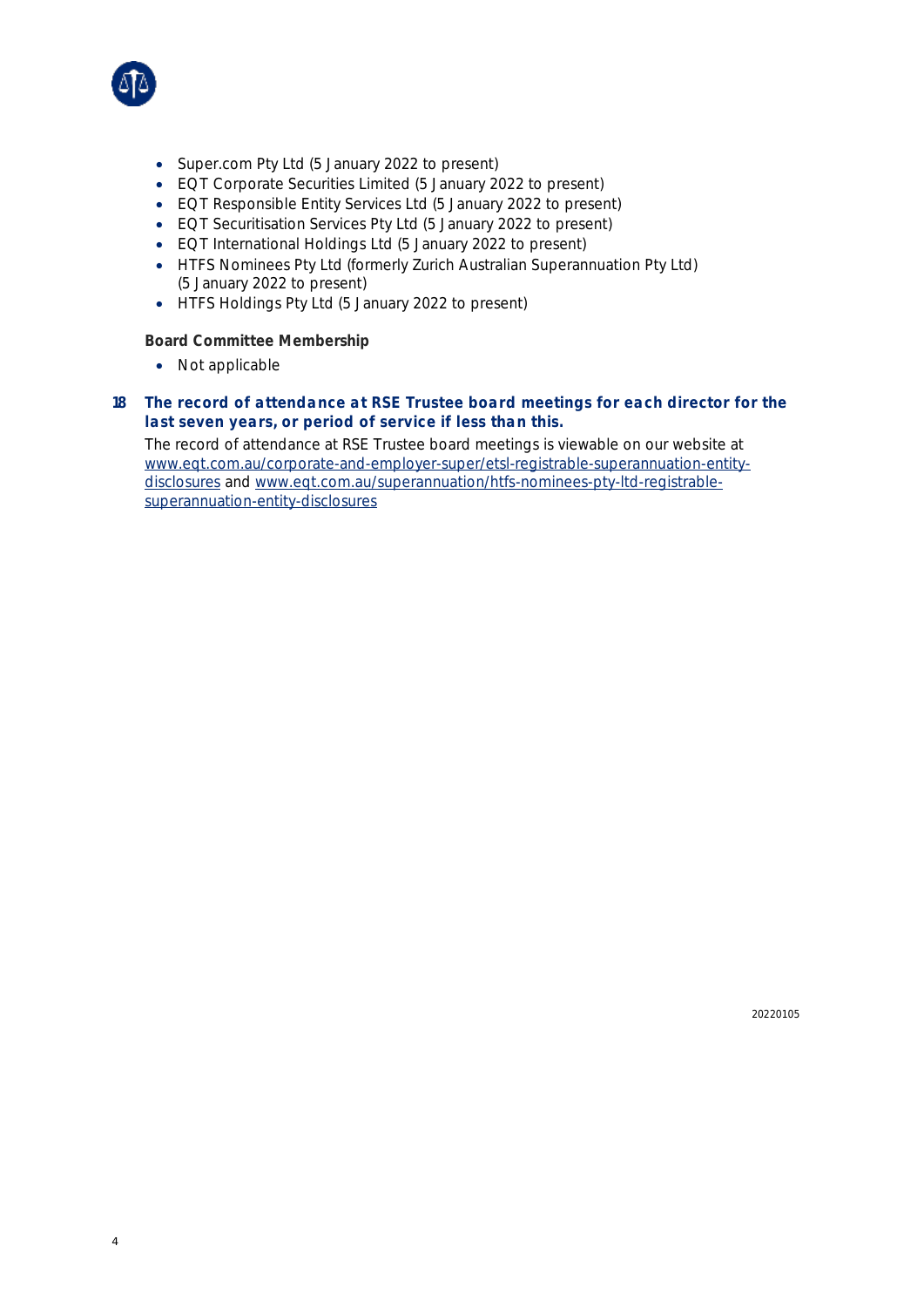- Super.com Pty Ltd (5 January 2022 to present)
- EQT Corporate Securities Limited (5 January 2022 to present)
- EQT Responsible Entity Services Ltd (5 January 2022 to present)
- EQT Securitisation Services Pty Ltd (5 January 2022 to present)
- EQT International Holdings Ltd (5 January 2022 to present)
- HTFS Nominees Pty Ltd (formerly Zurich Australian Superannuation Pty Ltd) (5 January 2022 to present)
- HTFS Holdings Pty Ltd (5 January 2022 to present)

**Board Committee Membership**

- Not applicable

## 18 The record of attendance at RSE Trustee board meetings for each director for the last seven years, or period of service if less than this.

The record of attendance at RSE Trustee board meetings is viewable on our website at www.eqt.com.au/corporate-and-employer-super/etsl-registrable-superannuation-entity-disclosures and www.eqt.com.au/superannuation/htfs-nominees-pty-ltd-registrable-superannuation-entity-disclosures

20220105